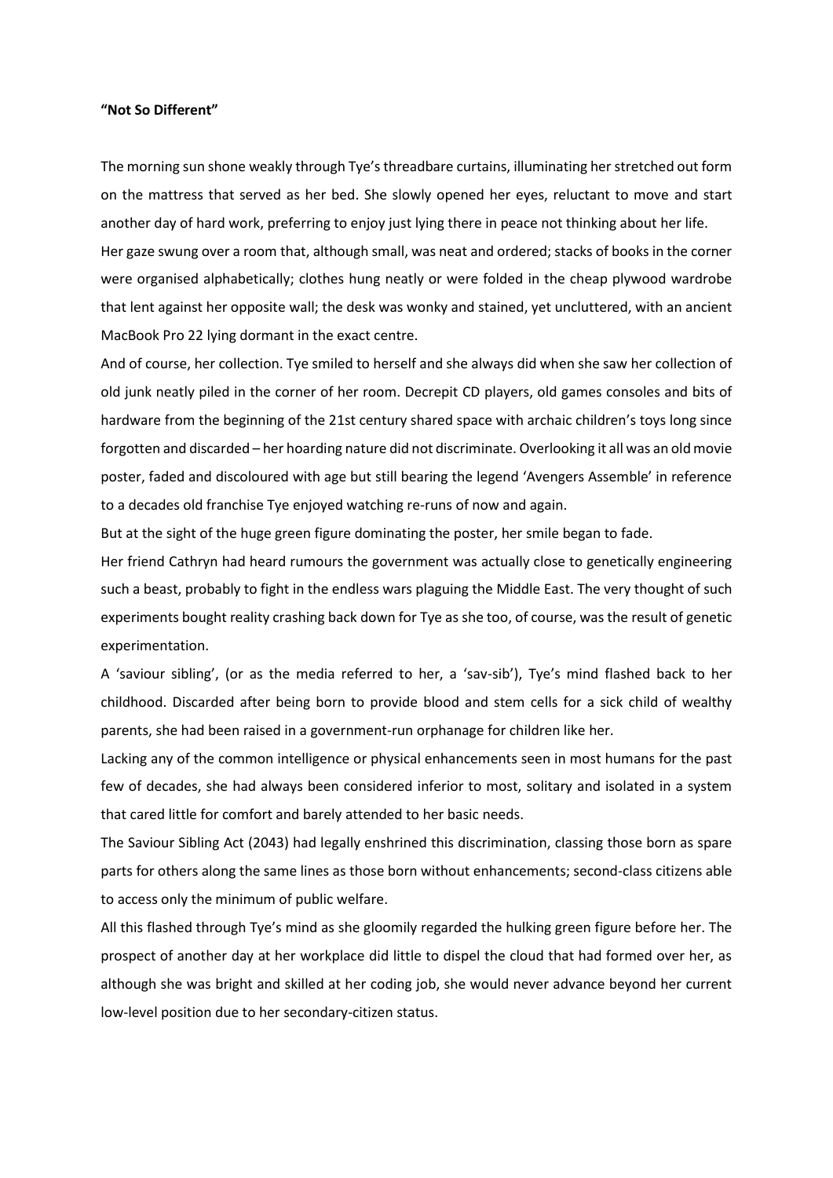**"Not So Different"**

The morning sun shone weakly through Tye's threadbare curtains, illuminating her stretched out form on the mattress that served as her bed. She slowly opened her eyes, reluctant to move and start another day of hard work, preferring to enjoy just lying there in peace not thinking about her life.

Her gaze swung over a room that, although small, was neat and ordered; stacks of books in the corner were organised alphabetically; clothes hung neatly or were folded in the cheap plywood wardrobe that lent against her opposite wall; the desk was wonky and stained, yet uncluttered, with an ancient MacBook Pro 22 lying dormant in the exact centre.

And of course, her collection. Tye smiled to herself and she always did when she saw her collection of old junk neatly piled in the corner of her room. Decrepit CD players, old games consoles and bits of hardware from the beginning of the 21st century shared space with archaic children's toys long since forgotten and discarded – her hoarding nature did not discriminate. Overlooking it all was an old movie poster, faded and discoloured with age but still bearing the legend 'Avengers Assemble' in reference to a decades old franchise Tye enjoyed watching re-runs of now and again.

But at the sight of the huge green figure dominating the poster, her smile began to fade.

Her friend Cathryn had heard rumours the government was actually close to genetically engineering such a beast, probably to fight in the endless wars plaguing the Middle East. The very thought of such experiments bought reality crashing back down for Tye as she too, of course, was the result of genetic experimentation.

A 'saviour sibling', (or as the media referred to her, a 'sav-sib'), Tye's mind flashed back to her childhood. Discarded after being born to provide blood and stem cells for a sick child of wealthy parents, she had been raised in a government-run orphanage for children like her.

Lacking any of the common intelligence or physical enhancements seen in most humans for the past few of decades, she had always been considered inferior to most, solitary and isolated in a system that cared little for comfort and barely attended to her basic needs.

The Saviour Sibling Act (2043) had legally enshrined this discrimination, classing those born as spare parts for others along the same lines as those born without enhancements; second-class citizens able to access only the minimum of public welfare.

All this flashed through Tye's mind as she gloomily regarded the hulking green figure before her. The prospect of another day at her workplace did little to dispel the cloud that had formed over her, as although she was bright and skilled at her coding job, she would never advance beyond her current low-level position due to her secondary-citizen status.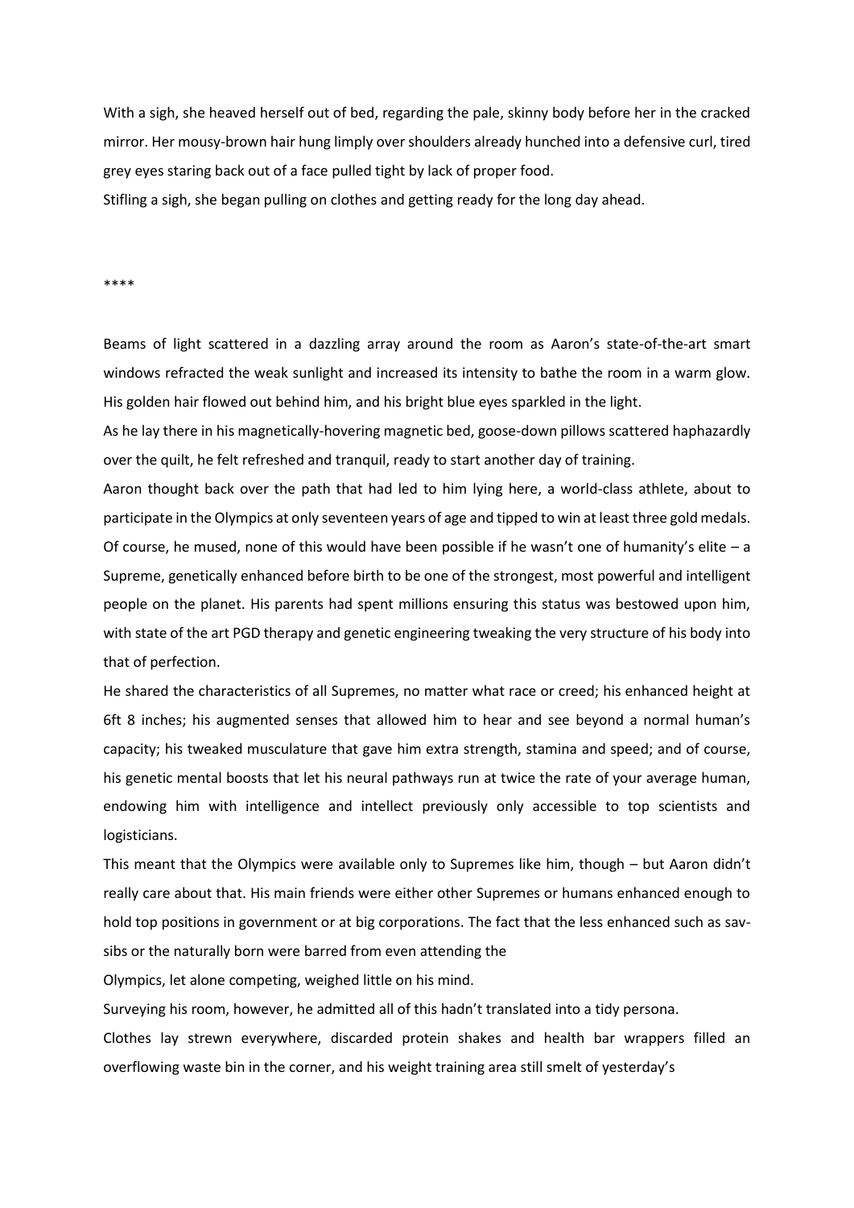With a sigh, she heaved herself out of bed, regarding the pale, skinny body before her in the cracked mirror. Her mousy-brown hair hung limply over shoulders already hunched into a defensive curl, tired grey eyes staring back out of a face pulled tight by lack of proper food.

Stifling a sigh, she began pulling on clothes and getting ready for the long day ahead.

****

Beams of light scattered in a dazzling array around the room as Aaron's state-of-the-art smart windows refracted the weak sunlight and increased its intensity to bathe the room in a warm glow. His golden hair flowed out behind him, and his bright blue eyes sparkled in the light.

As he lay there in his magnetically-hovering magnetic bed, goose-down pillows scattered haphazardly over the quilt, he felt refreshed and tranquil, ready to start another day of training.

Aaron thought back over the path that had led to him lying here, a world-class athlete, about to participate in the Olympics at only seventeen years of age and tipped to win at least three gold medals. Of course, he mused, none of this would have been possible if he wasn't one of humanity's elite – a Supreme, genetically enhanced before birth to be one of the strongest, most powerful and intelligent people on the planet. His parents had spent millions ensuring this status was bestowed upon him, with state of the art PGD therapy and genetic engineering tweaking the very structure of his body into that of perfection.

He shared the characteristics of all Supremes, no matter what race or creed; his enhanced height at 6ft 8 inches; his augmented senses that allowed him to hear and see beyond a normal human's capacity; his tweaked musculature that gave him extra strength, stamina and speed; and of course, his genetic mental boosts that let his neural pathways run at twice the rate of your average human, endowing him with intelligence and intellect previously only accessible to top scientists and logisticians.

This meant that the Olympics were available only to Supremes like him, though – but Aaron didn't really care about that. His main friends were either other Supremes or humans enhanced enough to hold top positions in government or at big corporations. The fact that the less enhanced such as sav-sibs or the naturally born were barred from even attending the Olympics, let alone competing, weighed little on his mind.

Surveying his room, however, he admitted all of this hadn't translated into a tidy persona.

Clothes lay strewn everywhere, discarded protein shakes and health bar wrappers filled an overflowing waste bin in the corner, and his weight training area still smelt of yesterday's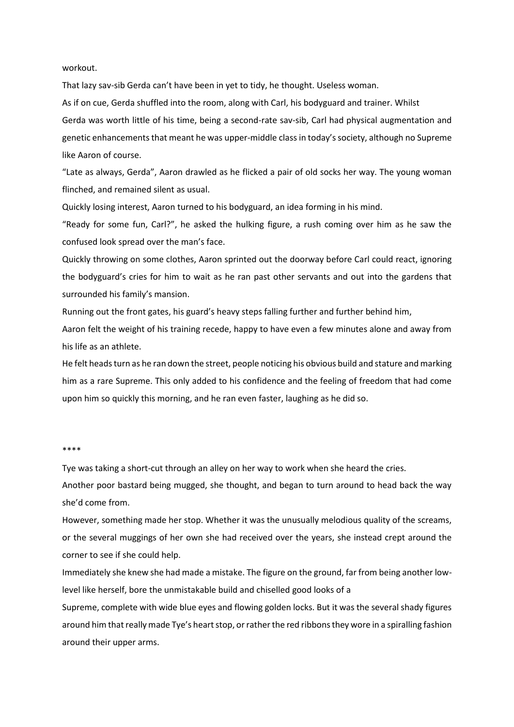workout.

That lazy sav-sib Gerda can't have been in yet to tidy, he thought. Useless woman.

As if on cue, Gerda shuffled into the room, along with Carl, his bodyguard and trainer. Whilst Gerda was worth little of his time, being a second-rate sav-sib, Carl had physical augmentation and genetic enhancements that meant he was upper-middle class in today's society, although no Supreme like Aaron of course.

"Late as always, Gerda", Aaron drawled as he flicked a pair of old socks her way. The young woman flinched, and remained silent as usual.

Quickly losing interest, Aaron turned to his bodyguard, an idea forming in his mind.

"Ready for some fun, Carl?", he asked the hulking figure, a rush coming over him as he saw the confused look spread over the man's face.

Quickly throwing on some clothes, Aaron sprinted out the doorway before Carl could react, ignoring the bodyguard's cries for him to wait as he ran past other servants and out into the gardens that surrounded his family's mansion.

Running out the front gates, his guard's heavy steps falling further and further behind him, Aaron felt the weight of his training recede, happy to have even a few minutes alone and away from his life as an athlete.

He felt heads turn as he ran down the street, people noticing his obvious build and stature and marking him as a rare Supreme. This only added to his confidence and the feeling of freedom that had come upon him so quickly this morning, and he ran even faster, laughing as he did so.

****

Tye was taking a short-cut through an alley on her way to work when she heard the cries.

Another poor bastard being mugged, she thought, and began to turn around to head back the way she'd come from.

However, something made her stop. Whether it was the unusually melodious quality of the screams, or the several muggings of her own she had received over the years, she instead crept around the corner to see if she could help.

Immediately she knew she had made a mistake. The figure on the ground, far from being another low-level like herself, bore the unmistakable build and chiselled good looks of a Supreme, complete with wide blue eyes and flowing golden locks. But it was the several shady figures around him that really made Tye's heart stop, or rather the red ribbons they wore in a spiralling fashion around their upper arms.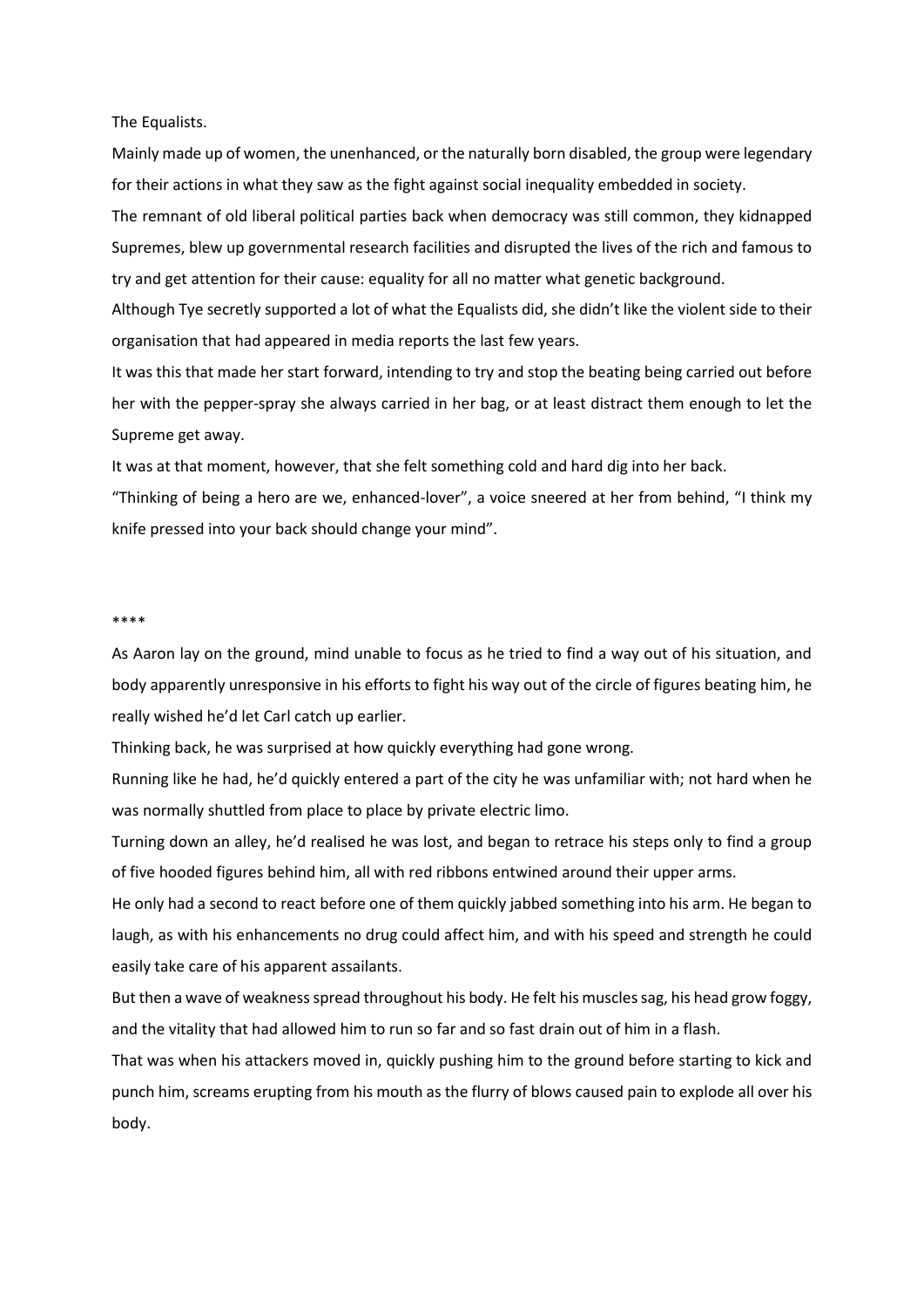The Equalists.

Mainly made up of women, the unenhanced, or the naturally born disabled, the group were legendary for their actions in what they saw as the fight against social inequality embedded in society.

The remnant of old liberal political parties back when democracy was still common, they kidnapped Supremes, blew up governmental research facilities and disrupted the lives of the rich and famous to try and get attention for their cause: equality for all no matter what genetic background.

Although Tye secretly supported a lot of what the Equalists did, she didn't like the violent side to their organisation that had appeared in media reports the last few years.

It was this that made her start forward, intending to try and stop the beating being carried out before her with the pepper-spray she always carried in her bag, or at least distract them enough to let the Supreme get away.

It was at that moment, however, that she felt something cold and hard dig into her back.

"Thinking of being a hero are we, enhanced-lover", a voice sneered at her from behind, "I think my knife pressed into your back should change your mind".

****

As Aaron lay on the ground, mind unable to focus as he tried to find a way out of his situation, and body apparently unresponsive in his efforts to fight his way out of the circle of figures beating him, he really wished he'd let Carl catch up earlier.

Thinking back, he was surprised at how quickly everything had gone wrong.

Running like he had, he'd quickly entered a part of the city he was unfamiliar with; not hard when he was normally shuttled from place to place by private electric limo.

Turning down an alley, he'd realised he was lost, and began to retrace his steps only to find a group of five hooded figures behind him, all with red ribbons entwined around their upper arms.

He only had a second to react before one of them quickly jabbed something into his arm. He began to laugh, as with his enhancements no drug could affect him, and with his speed and strength he could easily take care of his apparent assailants.

But then a wave of weakness spread throughout his body. He felt his muscles sag, his head grow foggy, and the vitality that had allowed him to run so far and so fast drain out of him in a flash.

That was when his attackers moved in, quickly pushing him to the ground before starting to kick and punch him, screams erupting from his mouth as the flurry of blows caused pain to explode all over his body.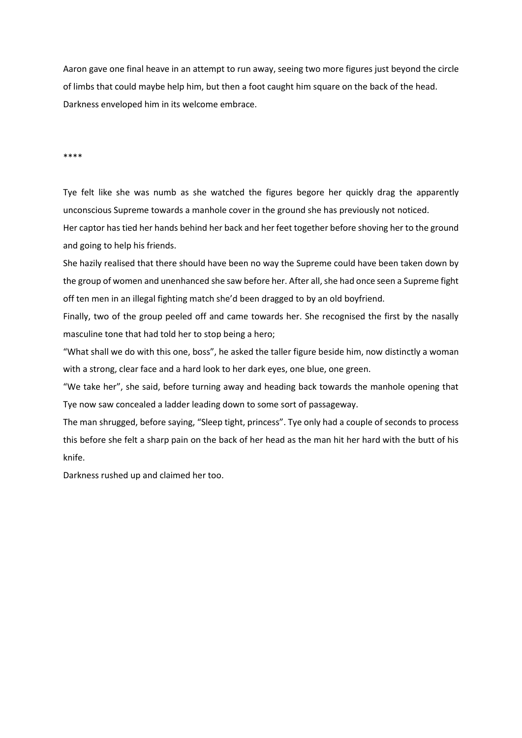Aaron gave one final heave in an attempt to run away, seeing two more figures just beyond the circle of limbs that could maybe help him, but then a foot caught him square on the back of the head. Darkness enveloped him in its welcome embrace.

****

Tye felt like she was numb as she watched the figures begore her quickly drag the apparently unconscious Supreme towards a manhole cover in the ground she has previously not noticed.

Her captor has tied her hands behind her back and her feet together before shoving her to the ground and going to help his friends.

She hazily realised that there should have been no way the Supreme could have been taken down by the group of women and unenhanced she saw before her. After all, she had once seen a Supreme fight off ten men in an illegal fighting match she'd been dragged to by an old boyfriend.

Finally, two of the group peeled off and came towards her. She recognised the first by the nasally masculine tone that had told her to stop being a hero;

"What shall we do with this one, boss", he asked the taller figure beside him, now distinctly a woman with a strong, clear face and a hard look to her dark eyes, one blue, one green.

"We take her", she said, before turning away and heading back towards the manhole opening that Tye now saw concealed a ladder leading down to some sort of passageway.

The man shrugged, before saying, "Sleep tight, princess". Tye only had a couple of seconds to process this before she felt a sharp pain on the back of her head as the man hit her hard with the butt of his knife.

Darkness rushed up and claimed her too.